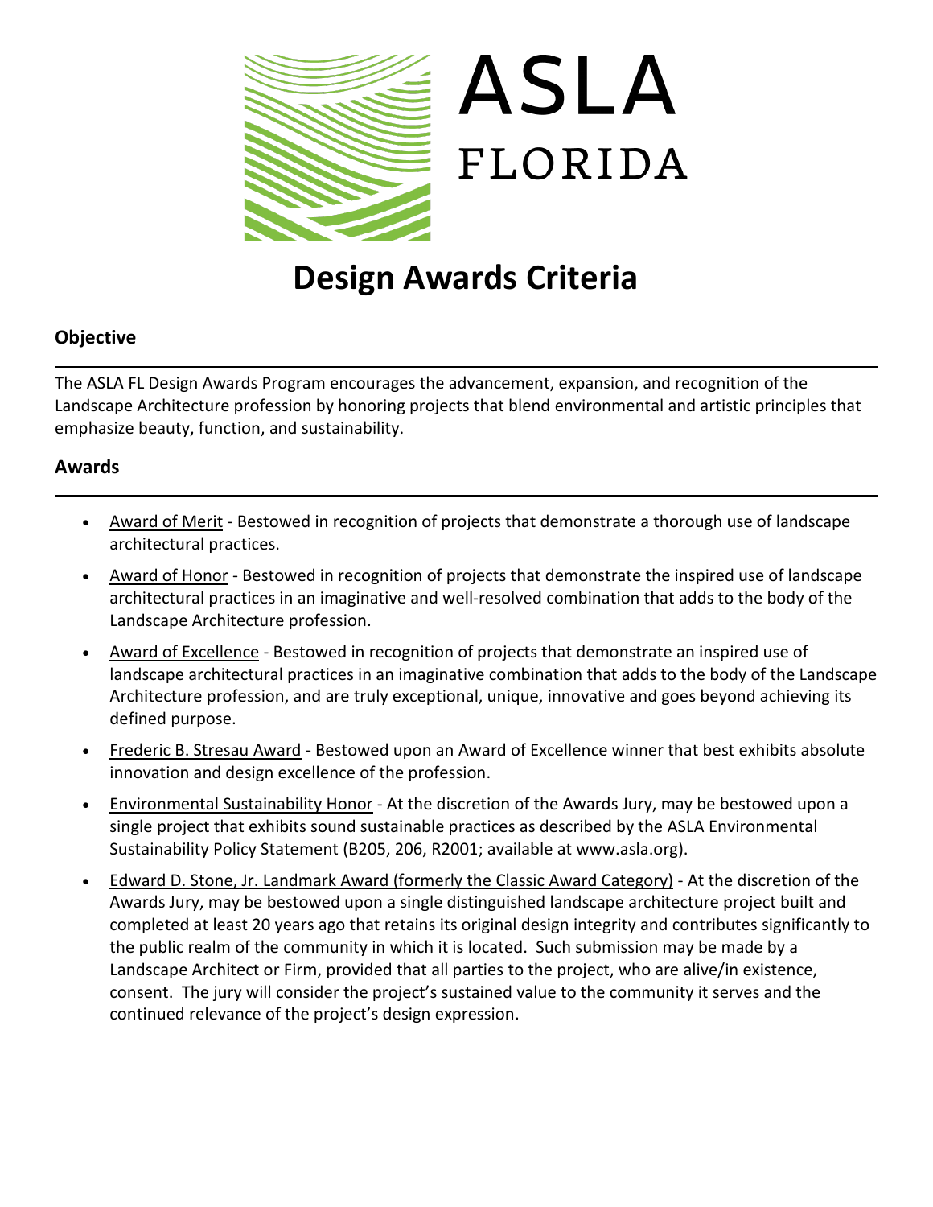# ASLA FLORIDA

# Design Awards Criteria

## Objective

The ASLA FL Design Awards Program encourages the advancement, expansion, and recognition of the Landscape Architecture profession by honoring projects that blend environmental and artistic principles that emphasize beauty, function, and sustainability.

## Awards

- Award of Merit - Bestowed in recognition of projects that demonstrate a thorough use of landscape architectural practices.
- Award of Honor - Bestowed in recognition of projects that demonstrate the inspired use of landscape architectural practices in an imaginative and well-resolved combination that adds to the body of the Landscape Architecture profession.
- Award of Excellence - Bestowed in recognition of projects that demonstrate an inspired use of landscape architectural practices in an imaginative combination that adds to the body of the Landscape Architecture profession, and are truly exceptional, unique, innovative and goes beyond achieving its defined purpose.
- Frederic B. Stresau Award - Bestowed upon an Award of Excellence winner that best exhibits absolute innovation and design excellence of the profession.
- Environmental Sustainability Honor - At the discretion of the Awards Jury, may be bestowed upon a single project that exhibits sound sustainable practices as described by the ASLA Environmental Sustainability Policy Statement (B205, 206, R2001; available at www.asla.org).
- Edward D. Stone, Jr. Landmark Award (formerly the Classic Award Category) - At the discretion of the Awards Jury, may be bestowed upon a single distinguished landscape architecture project built and completed at least 20 years ago that retains its original design integrity and contributes significantly to the public realm of the community in which it is located. Such submission may be made by a Landscape Architect or Firm, provided that all parties to the project, who are alive/in existence, consent. The jury will consider the project's sustained value to the community it serves and the continued relevance of the project's design expression.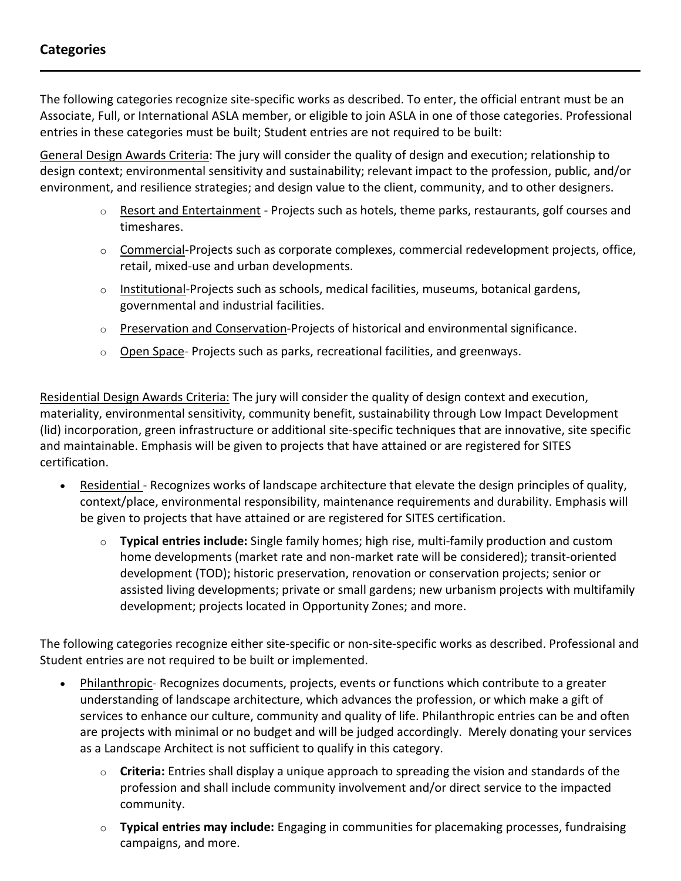## Categories

---

The following categories recognize site-specific works as described. To enter, the official entrant must be an Associate, Full, or International ASLA member, or eligible to join ASLA in one of those categories. Professional entries in these categories must be built; Student entries are not required to be built:

General Design Awards Criteria: The jury will consider the quality of design and execution; relationship to design context; environmental sensitivity and sustainability; relevant impact to the profession, public, and/or environment, and resilience strategies; and design value to the client, community, and to other designers.

- Resort and Entertainment - Projects such as hotels, theme parks, restaurants, golf courses and timeshares.
- Commercial-Projects such as corporate complexes, commercial redevelopment projects, office, retail, mixed-use and urban developments.
- Institutional-Projects such as schools, medical facilities, museums, botanical gardens, governmental and industrial facilities.
- Preservation and Conservation-Projects of historical and environmental significance.
- Open Space- Projects such as parks, recreational facilities, and greenways.

Residential Design Awards Criteria: The jury will consider the quality of design context and execution, materiality, environmental sensitivity, community benefit, sustainability through Low Impact Development (lid) incorporation, green infrastructure or additional site-specific techniques that are innovative, site specific and maintainable. Emphasis will be given to projects that have attained or are registered for SITES certification.

- Residential - Recognizes works of landscape architecture that elevate the design principles of quality, context/place, environmental responsibility, maintenance requirements and durability. Emphasis will be given to projects that have attained or are registered for SITES certification.
  - **Typical entries include:** Single family homes; high rise, multi-family production and custom home developments (market rate and non-market rate will be considered); transit-oriented development (TOD); historic preservation, renovation or conservation projects; senior or assisted living developments; private or small gardens; new urbanism projects with multifamily development; projects located in Opportunity Zones; and more.

The following categories recognize either site-specific or non-site-specific works as described. Professional and Student entries are not required to be built or implemented.

- Philanthropic- Recognizes documents, projects, events or functions which contribute to a greater understanding of landscape architecture, which advances the profession, or which make a gift of services to enhance our culture, community and quality of life. Philanthropic entries can be and often are projects with minimal or no budget and will be judged accordingly. Merely donating your services as a Landscape Architect is not sufficient to qualify in this category.
  - **Criteria:** Entries shall display a unique approach to spreading the vision and standards of the profession and shall include community involvement and/or direct service to the impacted community.
  - **Typical entries may include:** Engaging in communities for placemaking processes, fundraising campaigns, and more.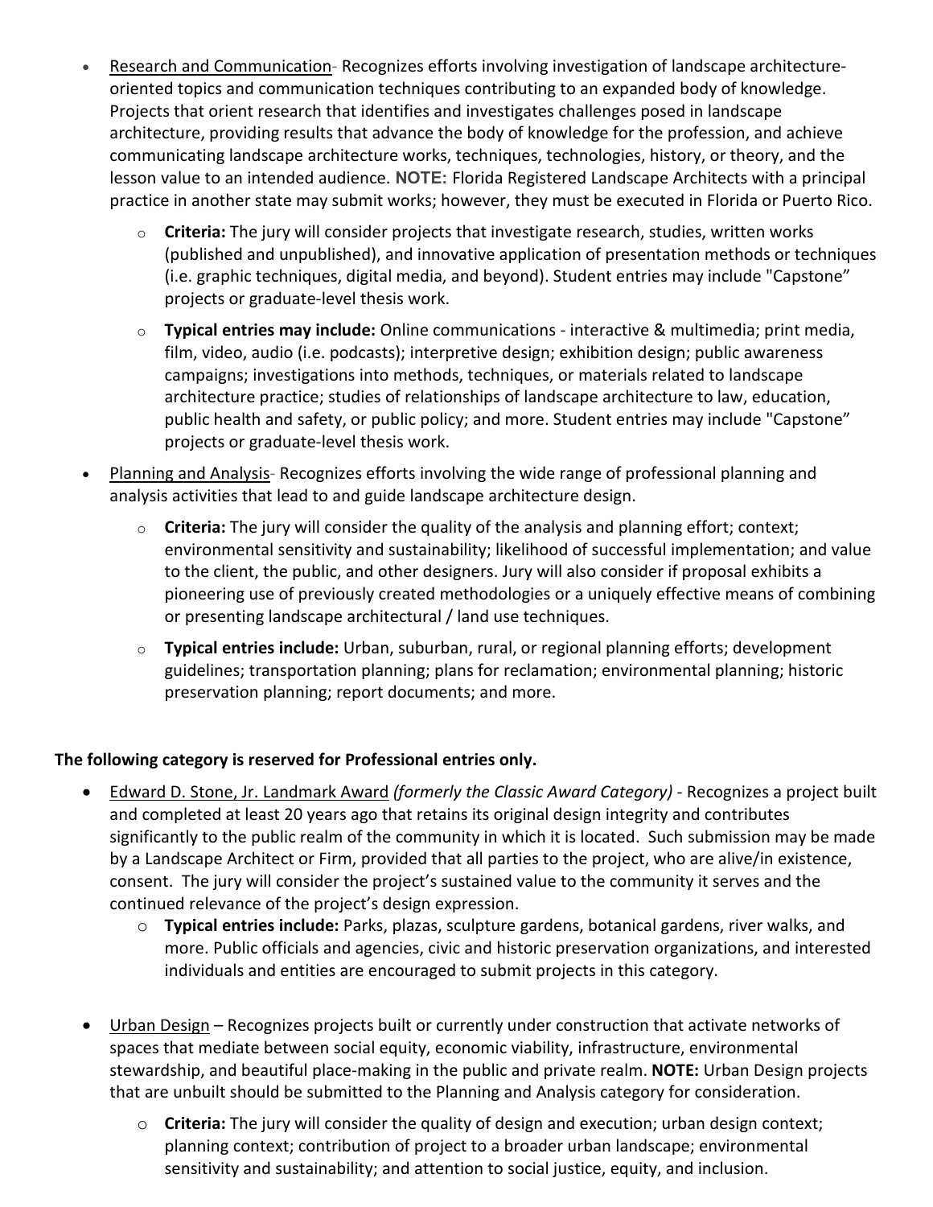- Research and Communication- Recognizes efforts involving investigation of landscape architecture-oriented topics and communication techniques contributing to an expanded body of knowledge. Projects that orient research that identifies and investigates challenges posed in landscape architecture, providing results that advance the body of knowledge for the profession, and achieve communicating landscape architecture works, techniques, technologies, history, or theory, and the lesson value to an intended audience. **NOTE:** Florida Registered Landscape Architects with a principal practice in another state may submit works; however, they must be executed in Florida or Puerto Rico.
  - **Criteria:** The jury will consider projects that investigate research, studies, written works (published and unpublished), and innovative application of presentation methods or techniques (i.e. graphic techniques, digital media, and beyond). Student entries may include "Capstone" projects or graduate-level thesis work.
  - **Typical entries may include:** Online communications - interactive & multimedia; print media, film, video, audio (i.e. podcasts); interpretive design; exhibition design; public awareness campaigns; investigations into methods, techniques, or materials related to landscape architecture practice; studies of relationships of landscape architecture to law, education, public health and safety, or public policy; and more. Student entries may include "Capstone" projects or graduate-level thesis work.
- Planning and Analysis- Recognizes efforts involving the wide range of professional planning and analysis activities that lead to and guide landscape architecture design.
  - **Criteria:** The jury will consider the quality of the analysis and planning effort; context; environmental sensitivity and sustainability; likelihood of successful implementation; and value to the client, the public, and other designers. Jury will also consider if proposal exhibits a pioneering use of previously created methodologies or a uniquely effective means of combining or presenting landscape architectural / land use techniques.
  - **Typical entries include:** Urban, suburban, rural, or regional planning efforts; development guidelines; transportation planning; plans for reclamation; environmental planning; historic preservation planning; report documents; and more.

**The following category is reserved for Professional entries only.**

- Edward D. Stone, Jr. Landmark Award *(formerly the Classic Award Category)* - Recognizes a project built and completed at least 20 years ago that retains its original design integrity and contributes significantly to the public realm of the community in which it is located. Such submission may be made by a Landscape Architect or Firm, provided that all parties to the project, who are alive/in existence, consent. The jury will consider the project's sustained value to the community it serves and the continued relevance of the project's design expression.
  - **Typical entries include:** Parks, plazas, sculpture gardens, botanical gardens, river walks, and more. Public officials and agencies, civic and historic preservation organizations, and interested individuals and entities are encouraged to submit projects in this category.

- Urban Design – Recognizes projects built or currently under construction that activate networks of spaces that mediate between social equity, economic viability, infrastructure, environmental stewardship, and beautiful place-making in the public and private realm. **NOTE:** Urban Design projects that are unbuilt should be submitted to the Planning and Analysis category for consideration.
  - **Criteria:** The jury will consider the quality of design and execution; urban design context; planning context; contribution of project to a broader urban landscape; environmental sensitivity and sustainability; and attention to social justice, equity, and inclusion.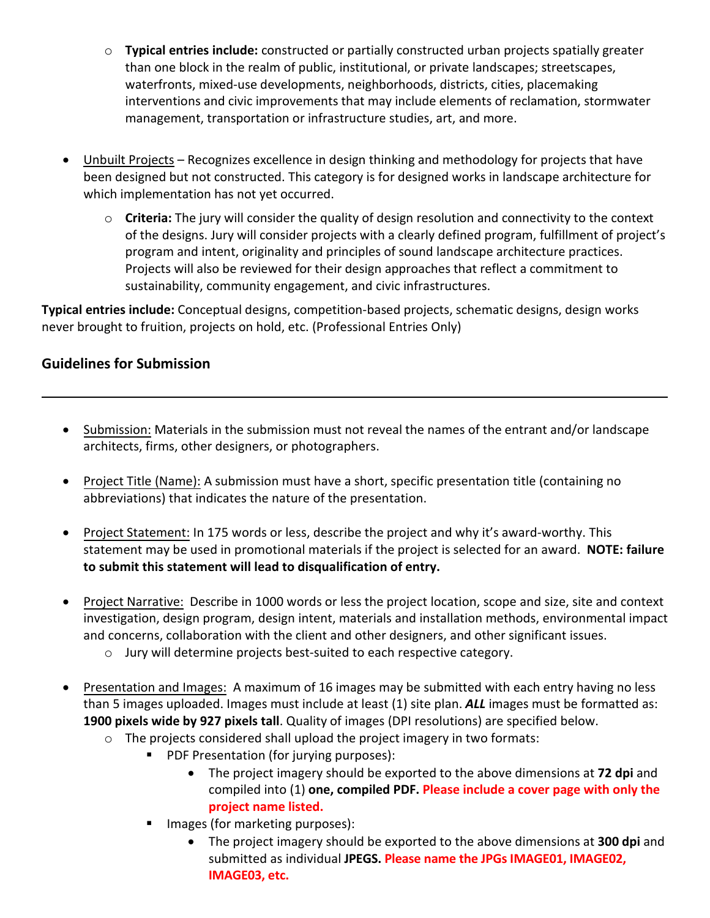- **Typical entries include:** constructed or partially constructed urban projects spatially greater than one block in the realm of public, institutional, or private landscapes; streetscapes, waterfronts, mixed-use developments, neighborhoods, districts, cities, placemaking interventions and civic improvements that may include elements of reclamation, stormwater management, transportation or infrastructure studies, art, and more.

- Unbuilt Projects – Recognizes excellence in design thinking and methodology for projects that have been designed but not constructed. This category is for designed works in landscape architecture for which implementation has not yet occurred.
    - **Criteria:** The jury will consider the quality of design resolution and connectivity to the context of the designs. Jury will consider projects with a clearly defined program, fulfillment of project's program and intent, originality and principles of sound landscape architecture practices. Projects will also be reviewed for their design approaches that reflect a commitment to sustainability, community engagement, and civic infrastructures.

**Typical entries include:** Conceptual designs, competition-based projects, schematic designs, design works never brought to fruition, projects on hold, etc. (Professional Entries Only)

## Guidelines for Submission

---

- Submission: Materials in the submission must not reveal the names of the entrant and/or landscape architects, firms, other designers, or photographers.

- Project Title (Name): A submission must have a short, specific presentation title (containing no abbreviations) that indicates the nature of the presentation.

- Project Statement: In 175 words or less, describe the project and why it's award-worthy. This statement may be used in promotional materials if the project is selected for an award. **NOTE: failure to submit this statement will lead to disqualification of entry.**

- Project Narrative: Describe in 1000 words or less the project location, scope and size, site and context investigation, design program, design intent, materials and installation methods, environmental impact and concerns, collaboration with the client and other designers, and other significant issues.
    - Jury will determine projects best-suited to each respective category.

- Presentation and Images: A maximum of 16 images may be submitted with each entry having no less than 5 images uploaded. Images must include at least (1) site plan. ***ALL*** images must be formatted as: **1900 pixels wide by 927 pixels tall**. Quality of images (DPI resolutions) are specified below.
    - The projects considered shall upload the project imagery in two formats:
        - PDF Presentation (for jurying purposes):
            - The project imagery should be exported to the above dimensions at **72 dpi** and compiled into (1) **one, compiled PDF.** **Please include a cover page with only the project name listed.**
        - Images (for marketing purposes):
            - The project imagery should be exported to the above dimensions at **300 dpi** and submitted as individual **JPEGS.** **Please name the JPGs IMAGE01, IMAGE02, IMAGE03, etc.**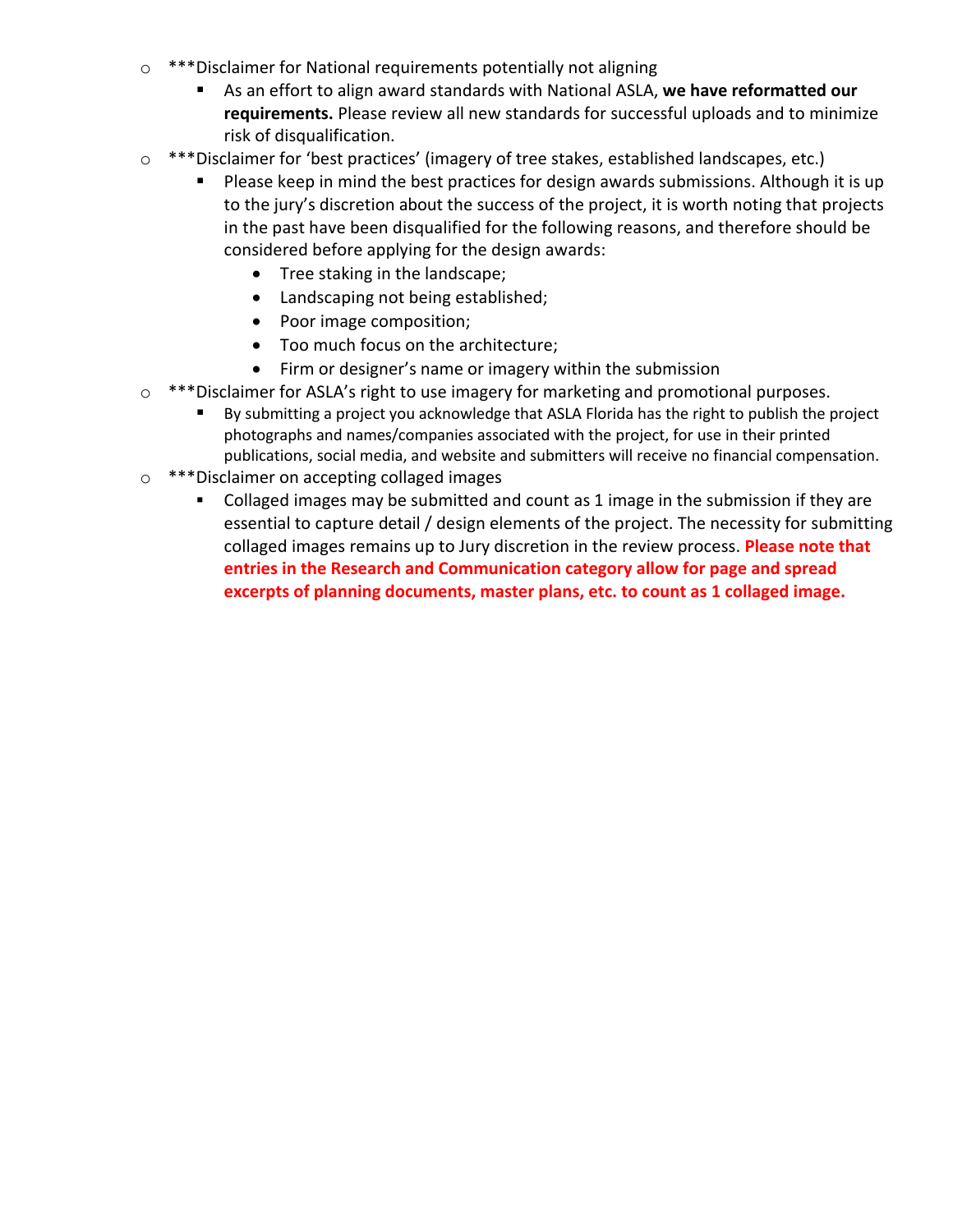- ***Disclaimer for National requirements potentially not aligning
  - As an effort to align award standards with National ASLA, **we have reformatted our requirements.** Please review all new standards for successful uploads and to minimize risk of disqualification.
- ***Disclaimer for 'best practices' (imagery of tree stakes, established landscapes, etc.)
  - Please keep in mind the best practices for design awards submissions. Although it is up to the jury's discretion about the success of the project, it is worth noting that projects in the past have been disqualified for the following reasons, and therefore should be considered before applying for the design awards:
    - Tree staking in the landscape;
    - Landscaping not being established;
    - Poor image composition;
    - Too much focus on the architecture;
    - Firm or designer's name or imagery within the submission
- ***Disclaimer for ASLA's right to use imagery for marketing and promotional purposes.
  - By submitting a project you acknowledge that ASLA Florida has the right to publish the project photographs and names/companies associated with the project, for use in their printed publications, social media, and website and submitters will receive no financial compensation.
- ***Disclaimer on accepting collaged images
  - Collaged images may be submitted and count as 1 image in the submission if they are essential to capture detail / design elements of the project. The necessity for submitting collaged images remains up to Jury discretion in the review process. **Please note that entries in the Research and Communication category allow for page and spread excerpts of planning documents, master plans, etc. to count as 1 collaged image.**